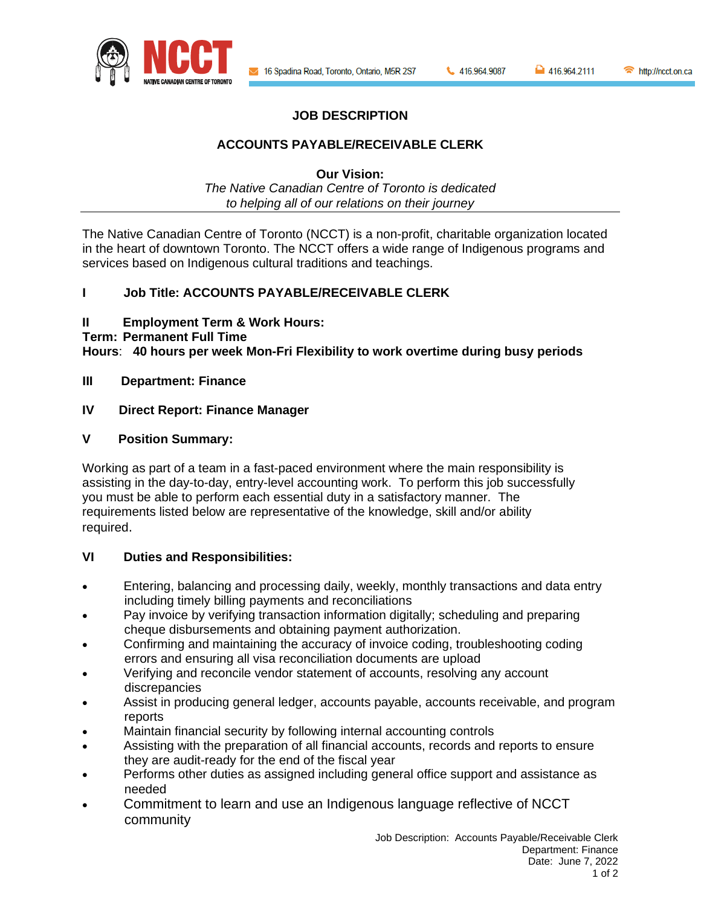NCCT NATIVE CANADIAN CENTRE OF TORONTO

16 Spadina Road, Toronto, Ontario, M5R 2S7 | 416.964.9087 | 416.964.2111 | http://ncct.on.ca

# JOB DESCRIPTION

## ACCOUNTS PAYABLE/RECEIVABLE CLERK

**Our Vision:**
*The Native Canadian Centre of Toronto is dedicated to helping all of our relations on their journey*

---

The Native Canadian Centre of Toronto (NCCT) is a non-profit, charitable organization located in the heart of downtown Toronto. The NCCT offers a wide range of Indigenous programs and services based on Indigenous cultural traditions and teachings.

**I Job Title: ACCOUNTS PAYABLE/RECEIVABLE CLERK**

**II Employment Term & Work Hours:**
**Term: Permanent Full Time**
**Hours**: **40 hours per week Mon-Fri Flexibility to work overtime during busy periods**

**III Department: Finance**

**IV Direct Report: Finance Manager**

**V Position Summary:**

Working as part of a team in a fast-paced environment where the main responsibility is assisting in the day-to-day, entry-level accounting work. To perform this job successfully you must be able to perform each essential duty in a satisfactory manner. The requirements listed below are representative of the knowledge, skill and/or ability required.

**VI Duties and Responsibilities:**

- Entering, balancing and processing daily, weekly, monthly transactions and data entry including timely billing payments and reconciliations
- Pay invoice by verifying transaction information digitally; scheduling and preparing cheque disbursements and obtaining payment authorization.
- Confirming and maintaining the accuracy of invoice coding, troubleshooting coding errors and ensuring all visa reconciliation documents are upload
- Verifying and reconcile vendor statement of accounts, resolving any account discrepancies
- Assist in producing general ledger, accounts payable, accounts receivable, and program reports
- Maintain financial security by following internal accounting controls
- Assisting with the preparation of all financial accounts, records and reports to ensure they are audit-ready for the end of the fiscal year
- Performs other duties as assigned including general office support and assistance as needed
- Commitment to learn and use an Indigenous language reflective of NCCT community

Job Description: Accounts Payable/Receivable Clerk
Department: Finance
Date: June 7, 2022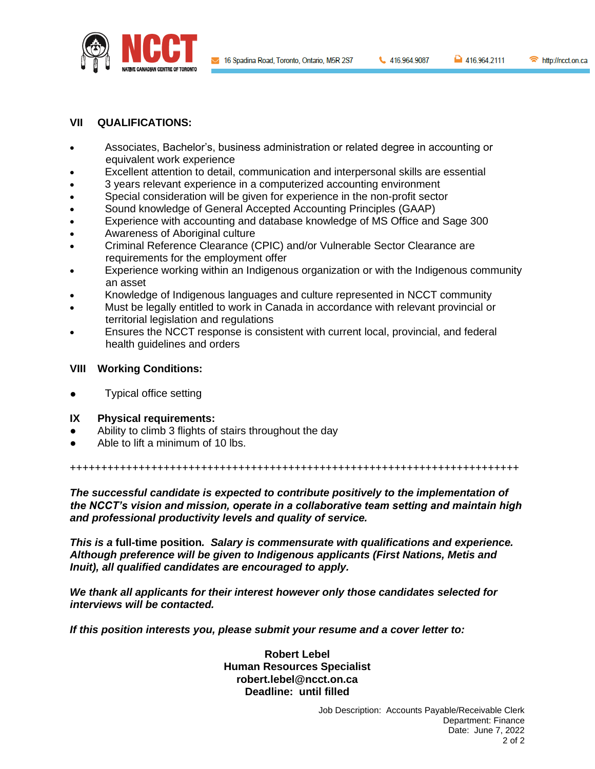## VII QUALIFICATIONS:

- Associates, Bachelor's, business administration or related degree in accounting or equivalent work experience
- Excellent attention to detail, communication and interpersonal skills are essential
- 3 years relevant experience in a computerized accounting environment
- Special consideration will be given for experience in the non-profit sector
- Sound knowledge of General Accepted Accounting Principles (GAAP)
- Experience with accounting and database knowledge of MS Office and Sage 300
- Awareness of Aboriginal culture
- Criminal Reference Clearance (CPIC) and/or Vulnerable Sector Clearance are requirements for the employment offer
- Experience working within an Indigenous organization or with the Indigenous community an asset
- Knowledge of Indigenous languages and culture represented in NCCT community
- Must be legally entitled to work in Canada in accordance with relevant provincial or territorial legislation and regulations
- Ensures the NCCT response is consistent with current local, provincial, and federal health guidelines and orders

## VIII Working Conditions:

- Typical office setting

## IX Physical requirements:

- Ability to climb 3 flights of stairs throughout the day
- Able to lift a minimum of 10 lbs.

++++++++++++++++++++++++++++++++++++++++++++++++++++++++++++++++++++++++++++

***The successful candidate is expected to contribute positively to the implementation of the NCCT's vision and mission, operate in a collaborative team setting and maintain high and professional productivity levels and quality of service.***

***This is a* full-time position.** ***Salary is commensurate with qualifications and experience. Although preference will be given to Indigenous applicants (First Nations, Metis and Inuit), all qualified candidates are encouraged to apply.***

***We thank all applicants for their interest however only those candidates selected for interviews will be contacted.***

***If this position interests you, please submit your resume and a cover letter to:***

**Robert Lebel**
**Human Resources Specialist**
**robert.lebel@ncct.on.ca**
**Deadline: until filled**

Job Description: Accounts Payable/Receivable Clerk
Department: Finance
Date: June 7, 2022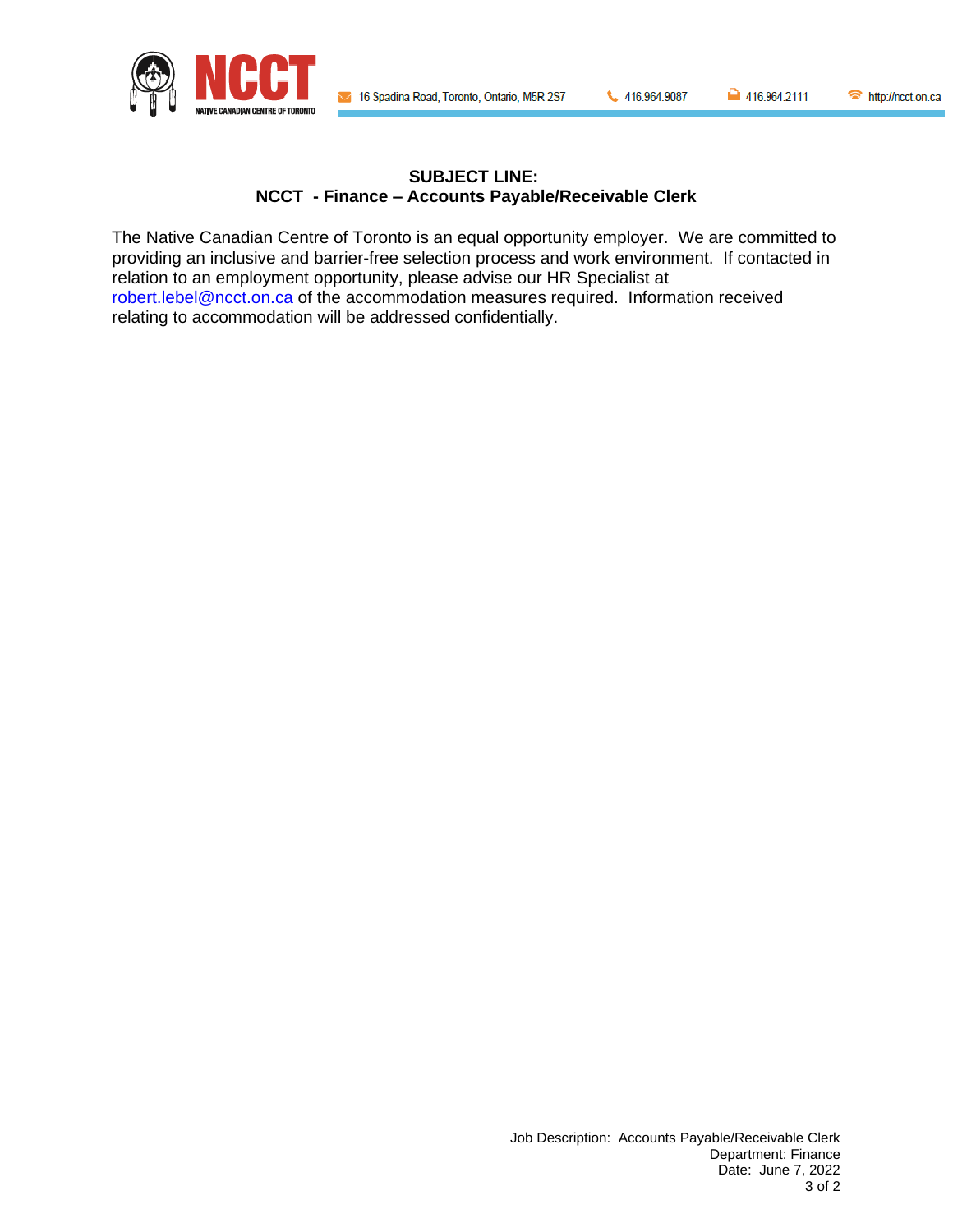**SUBJECT LINE:**
**NCCT - Finance – Accounts Payable/Receivable Clerk**

The Native Canadian Centre of Toronto is an equal opportunity employer. We are committed to providing an inclusive and barrier-free selection process and work environment. If contacted in relation to an employment opportunity, please advise our HR Specialist at robert.lebel@ncct.on.ca of the accommodation measures required. Information received relating to accommodation will be addressed confidentially.